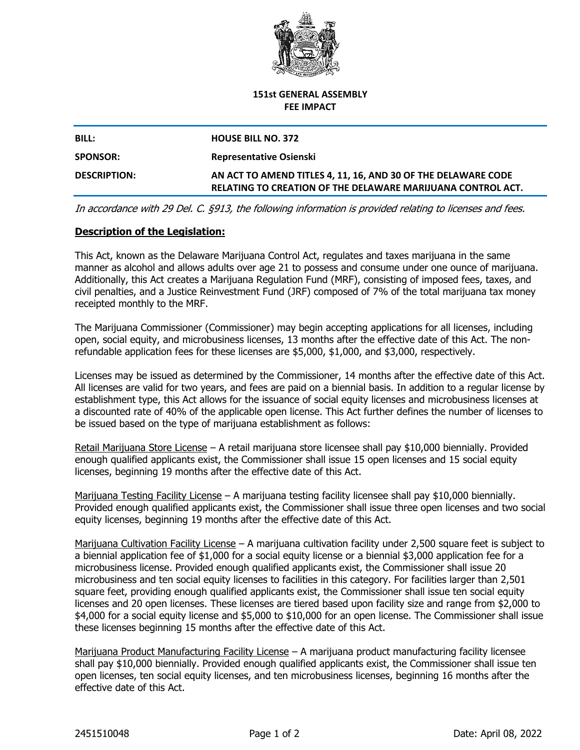**151st GENERAL ASSEMBLY**
**FEE IMPACT**

| | |
|---|---|
| **BILL:** | **HOUSE BILL NO. 372** |
| **SPONSOR:** | **Representative Osienski** |
| **DESCRIPTION:** | **AN ACT TO AMEND TITLES 4, 11, 16, AND 30 OF THE DELAWARE CODE RELATING TO CREATION OF THE DELAWARE MARIJUANA CONTROL ACT.** |

*In accordance with 29 Del. C. §913, the following information is provided relating to licenses and fees.*

## **Description of the Legislation:**

This Act, known as the Delaware Marijuana Control Act, regulates and taxes marijuana in the same manner as alcohol and allows adults over age 21 to possess and consume under one ounce of marijuana. Additionally, this Act creates a Marijuana Regulation Fund (MRF), consisting of imposed fees, taxes, and civil penalties, and a Justice Reinvestment Fund (JRF) composed of 7% of the total marijuana tax money receipted monthly to the MRF.

The Marijuana Commissioner (Commissioner) may begin accepting applications for all licenses, including open, social equity, and microbusiness licenses, 13 months after the effective date of this Act. The non-refundable application fees for these licenses are $5,000, $1,000, and $3,000, respectively.

Licenses may be issued as determined by the Commissioner, 14 months after the effective date of this Act. All licenses are valid for two years, and fees are paid on a biennial basis. In addition to a regular license by establishment type, this Act allows for the issuance of social equity licenses and microbusiness licenses at a discounted rate of 40% of the applicable open license. This Act further defines the number of licenses to be issued based on the type of marijuana establishment as follows:

Retail Marijuana Store License – A retail marijuana store licensee shall pay $10,000 biennially. Provided enough qualified applicants exist, the Commissioner shall issue 15 open licenses and 15 social equity licenses, beginning 19 months after the effective date of this Act.

Marijuana Testing Facility License – A marijuana testing facility licensee shall pay $10,000 biennially. Provided enough qualified applicants exist, the Commissioner shall issue three open licenses and two social equity licenses, beginning 19 months after the effective date of this Act.

Marijuana Cultivation Facility License – A marijuana cultivation facility under 2,500 square feet is subject to a biennial application fee of $1,000 for a social equity license or a biennial $3,000 application fee for a microbusiness license. Provided enough qualified applicants exist, the Commissioner shall issue 20 microbusiness and ten social equity licenses to facilities in this category. For facilities larger than 2,501 square feet, providing enough qualified applicants exist, the Commissioner shall issue ten social equity licenses and 20 open licenses. These licenses are tiered based upon facility size and range from $2,000 to $4,000 for a social equity license and $5,000 to $10,000 for an open license. The Commissioner shall issue these licenses beginning 15 months after the effective date of this Act.

Marijuana Product Manufacturing Facility License – A marijuana product manufacturing facility licensee shall pay $10,000 biennially. Provided enough qualified applicants exist, the Commissioner shall issue ten open licenses, ten social equity licenses, and ten microbusiness licenses, beginning 16 months after the effective date of this Act.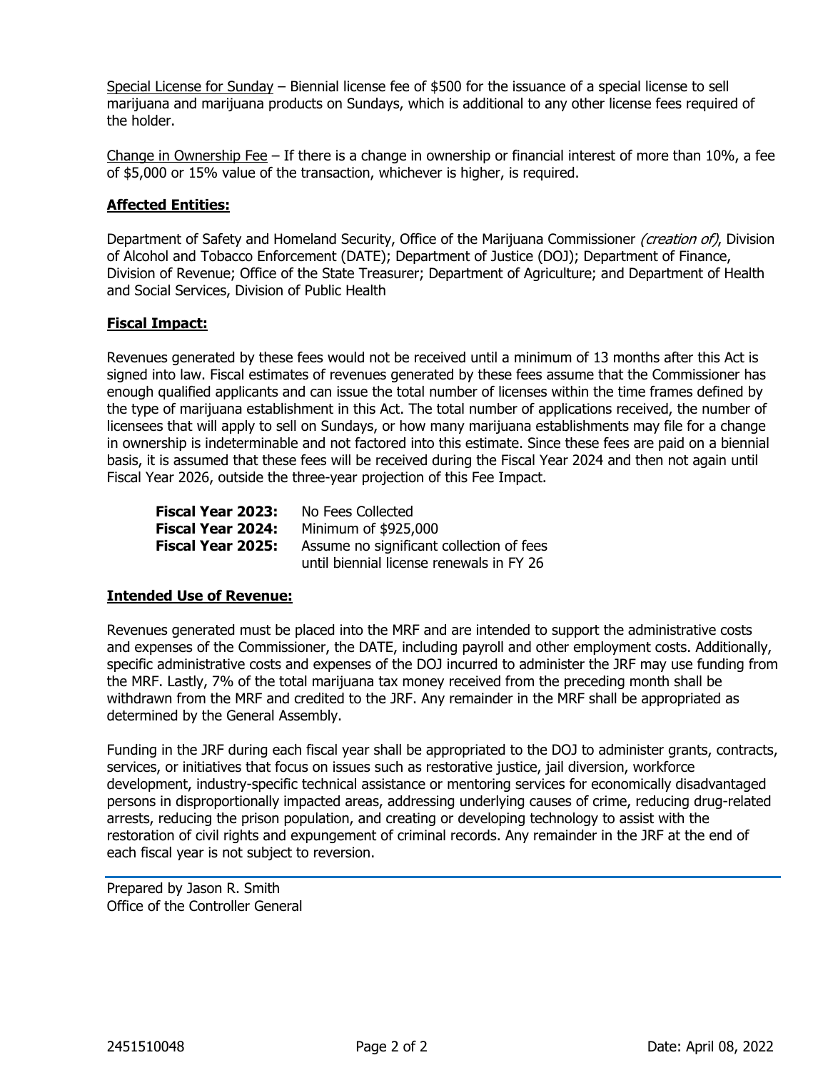Special License for Sunday – Biennial license fee of $500 for the issuance of a special license to sell marijuana and marijuana products on Sundays, which is additional to any other license fees required of the holder.

Change in Ownership Fee – If there is a change in ownership or financial interest of more than 10%, a fee of $5,000 or 15% value of the transaction, whichever is higher, is required.

**Affected Entities:**

Department of Safety and Homeland Security, Office of the Marijuana Commissioner *(creation of)*, Division of Alcohol and Tobacco Enforcement (DATE); Department of Justice (DOJ); Department of Finance, Division of Revenue; Office of the State Treasurer; Department of Agriculture; and Department of Health and Social Services, Division of Public Health

**Fiscal Impact:**

Revenues generated by these fees would not be received until a minimum of 13 months after this Act is signed into law. Fiscal estimates of revenues generated by these fees assume that the Commissioner has enough qualified applicants and can issue the total number of licenses within the time frames defined by the type of marijuana establishment in this Act. The total number of applications received, the number of licensees that will apply to sell on Sundays, or how many marijuana establishments may file for a change in ownership is indeterminable and not factored into this estimate. Since these fees are paid on a biennial basis, it is assumed that these fees will be received during the Fiscal Year 2024 and then not again until Fiscal Year 2026, outside the three-year projection of this Fee Impact.

| | |
|---|---|
| **Fiscal Year 2023:** | No Fees Collected |
| **Fiscal Year 2024:** | Minimum of $925,000 |
| **Fiscal Year 2025:** | Assume no significant collection of fees until biennial license renewals in FY 26 |

**Intended Use of Revenue:**

Revenues generated must be placed into the MRF and are intended to support the administrative costs and expenses of the Commissioner, the DATE, including payroll and other employment costs. Additionally, specific administrative costs and expenses of the DOJ incurred to administer the JRF may use funding from the MRF. Lastly, 7% of the total marijuana tax money received from the preceding month shall be withdrawn from the MRF and credited to the JRF. Any remainder in the MRF shall be appropriated as determined by the General Assembly.

Funding in the JRF during each fiscal year shall be appropriated to the DOJ to administer grants, contracts, services, or initiatives that focus on issues such as restorative justice, jail diversion, workforce development, industry-specific technical assistance or mentoring services for economically disadvantaged persons in disproportionally impacted areas, addressing underlying causes of crime, reducing drug-related arrests, reducing the prison population, and creating or developing technology to assist with the restoration of civil rights and expungement of criminal records. Any remainder in the JRF at the end of each fiscal year is not subject to reversion.

---

Prepared by Jason R. Smith
Office of the Controller General

2451510048 Date: April 08, 2022